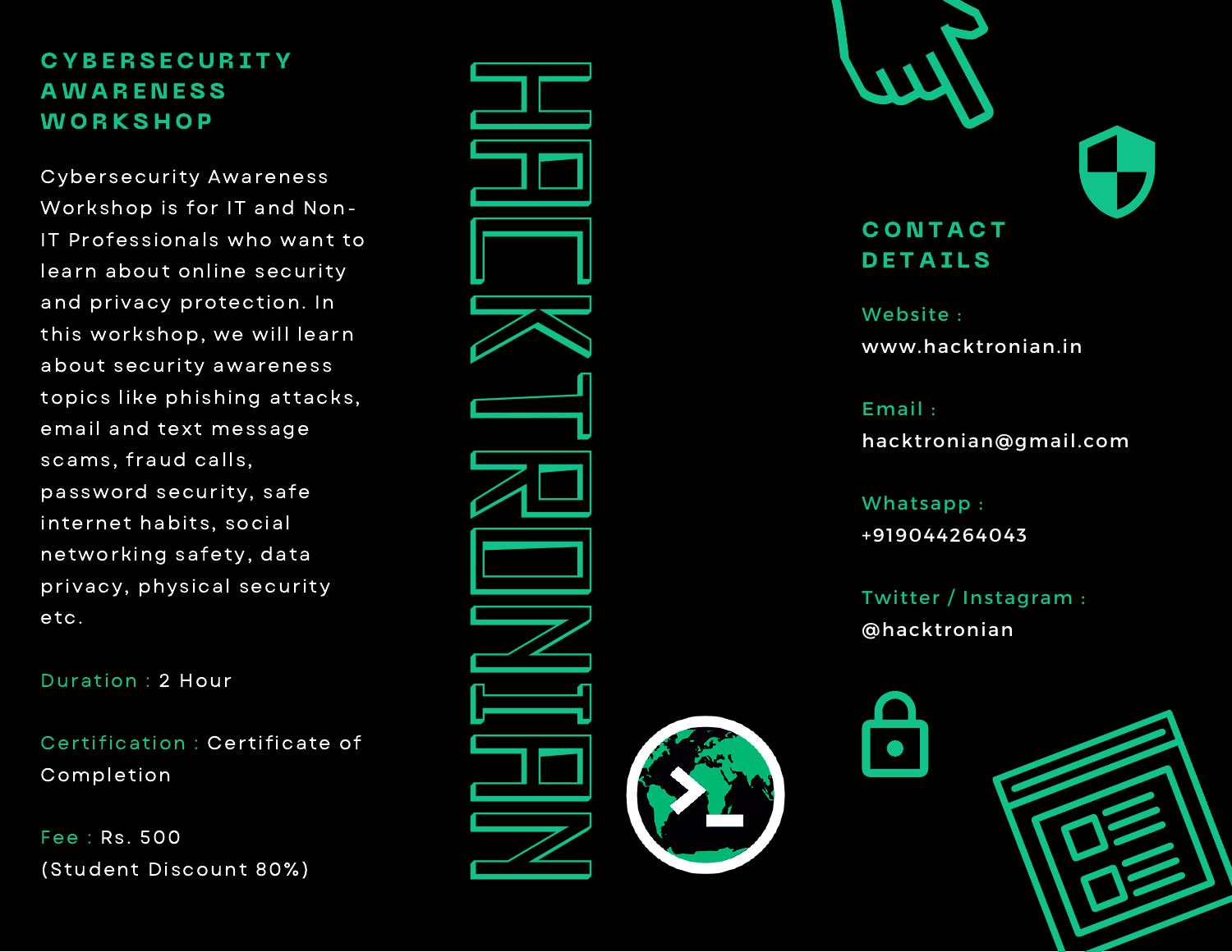# CYBERSECURITY AWARENESS WORKSHOP

Cybersecurity Awareness Workshop is for IT and Non-IT Professionals who want to learn about online security and privacy protection. In this workshop, we will learn about security awareness topics like phishing attacks, email and text message scams, fraud calls, password security, safe internet habits, social networking safety, data privacy, physical security etc.

Duration : 2 Hour

Certification : Certificate of Completion

Fee : Rs. 500
(Student Discount 80%)

# HACKTRONIAN

## CONTACT DETAILS

Website :
www.hacktronian.in

Email :
hacktronian@gmail.com

Whatsapp :
+919044264043

Twitter / Instagram :
@hacktronian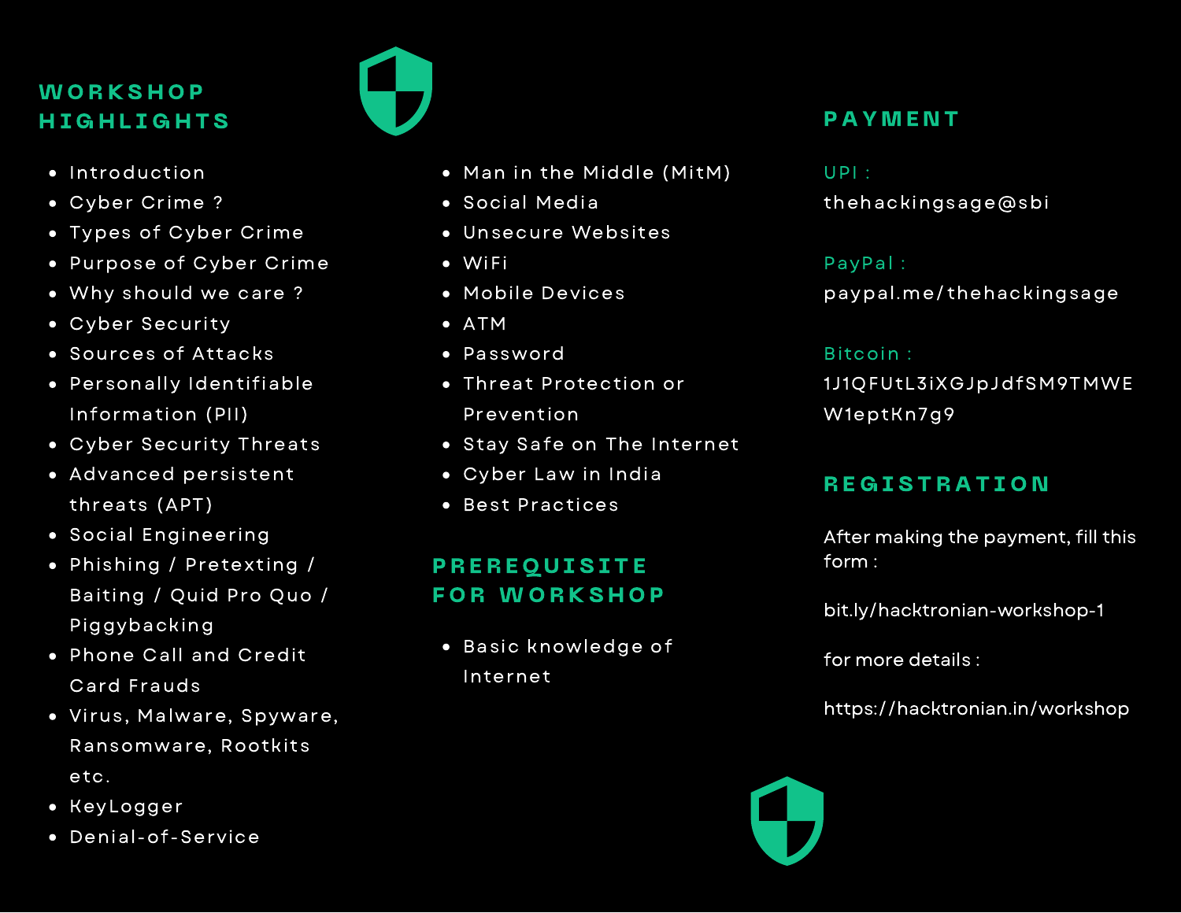## WORKSHOP HIGHLIGHTS

- Introduction
- Cyber Crime ?
- Types of Cyber Crime
- Purpose of Cyber Crime
- Why should we care ?
- Cyber Security
- Sources of Attacks
- Personally Identifiable Information (PII)
- Cyber Security Threats
- Advanced persistent threats (APT)
- Social Engineering
- Phishing / Pretexting / Baiting / Quid Pro Quo / Piggybacking
- Phone Call and Credit Card Frauds
- Virus, Malware, Spyware, Ransomware, Rootkits etc.
- KeyLogger
- Denial-of-Service
- Man in the Middle (MitM)
- Social Media
- Unsecure Websites
- WiFi
- Mobile Devices
- ATM
- Password
- Threat Protection or Prevention
- Stay Safe on The Internet
- Cyber Law in India
- Best Practices

## PREREQUISITE FOR WORKSHOP

- Basic knowledge of Internet

## PAYMENT

UPI :
thehackingsage@sbi

PayPal :
paypal.me/thehackingsage

Bitcoin :
1J1QFUtL3iXGJpJdfSM9TMWEW1eptKn7g9

## REGISTRATION

After making the payment, fill this form :

bit.ly/hacktronian-workshop-1

for more details :

https://hacktronian.in/workshop